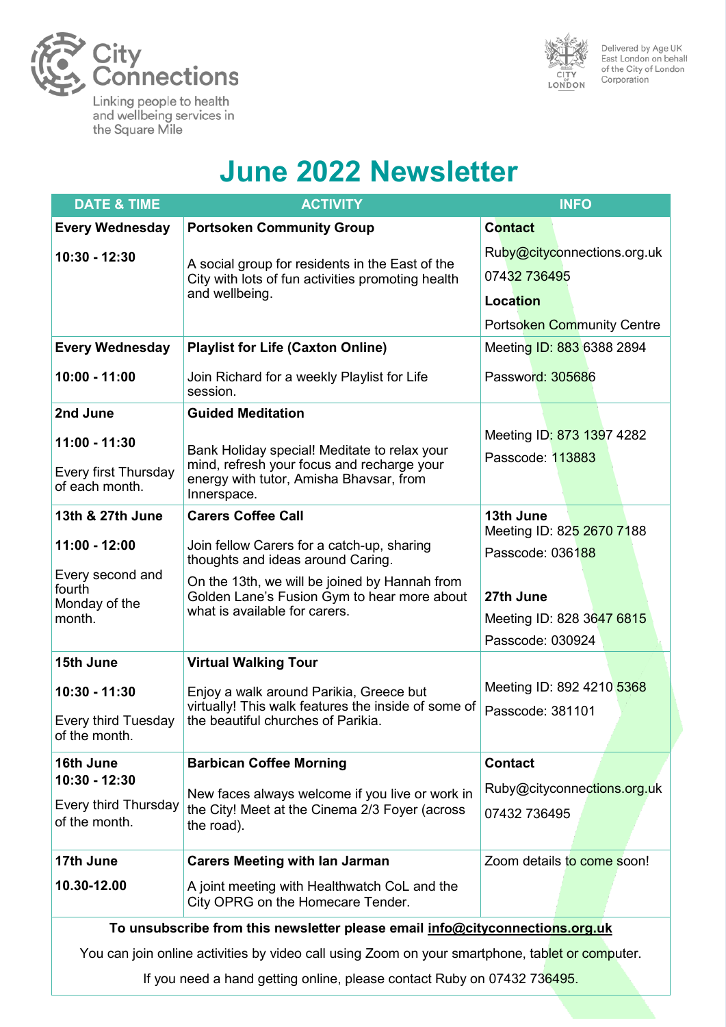City Connections

Linking people to health and wellbeing services in the Square Mile

Delivered by Age UK East London on behalf of the City of London Corporation

# June 2022 Newsletter

| DATE & TIME | ACTIVITY | INFO |
|---|---|---|
| **Every Wednesday**<br><br>**10:30 - 12:30** | **Portsoken Community Group**<br><br>A social group for residents in the East of the City with lots of fun activities promoting health and wellbeing. | **Contact**<br>Ruby@cityconnections.org.uk<br>07432 736495<br>**Location**<br>Portsoken Community Centre |
| **Every Wednesday**<br><br>**10:00 - 11:00** | **Playlist for Life (Caxton Online)**<br><br>Join Richard for a weekly Playlist for Life session. | Meeting ID: 883 6388 2894<br><br>Password: 305686 |
| **2nd June**<br><br>**11:00 - 11:30**<br><br>Every first Thursday of each month. | **Guided Meditation**<br><br>Bank Holiday special! Meditate to relax your mind, refresh your focus and recharge your energy with tutor, Amisha Bhavsar, from Innerspace. | Meeting ID: 873 1397 4282<br>Passcode: 113883 |
| **13th & 27th June**<br><br>**11:00 - 12:00**<br><br>Every second and fourth Monday of the month. | **Carers Coffee Call**<br><br>Join fellow Carers for a catch-up, sharing thoughts and ideas around Caring.<br><br>On the 13th, we will be joined by Hannah from Golden Lane's Fusion Gym to hear more about what is available for carers. | **13th June**<br>Meeting ID: 825 2670 7188<br>Passcode: 036188<br><br>**27th June**<br>Meeting ID: 828 3647 6815<br>Passcode: 030924 |
| **15th June**<br><br>**10:30 - 11:30**<br><br>Every third Tuesday of the month. | **Virtual Walking Tour**<br><br>Enjoy a walk around Parikia, Greece but virtually! This walk features the inside of some of the beautiful churches of Parikia. | Meeting ID: 892 4210 5368<br>Passcode: 381101 |
| **16th June**<br>**10:30 - 12:30**<br><br>Every third Thursday of the month. | **Barbican Coffee Morning**<br><br>New faces always welcome if you live or work in the City! Meet at the Cinema 2/3 Foyer (across the road). | **Contact**<br>Ruby@cityconnections.org.uk<br>07432 736495 |
| **17th June**<br><br>**10.30-12.00** | **Carers Meeting with Ian Jarman**<br><br>A joint meeting with Healthwatch CoL and the City OPRG on the Homecare Tender. | Zoom details to come soon! |

**To unsubscribe from this newsletter please email info@cityconnections.org.uk**

You can join online activities by video call using Zoom on your smartphone, tablet or computer.

If you need a hand getting online, please contact Ruby on 07432 736495.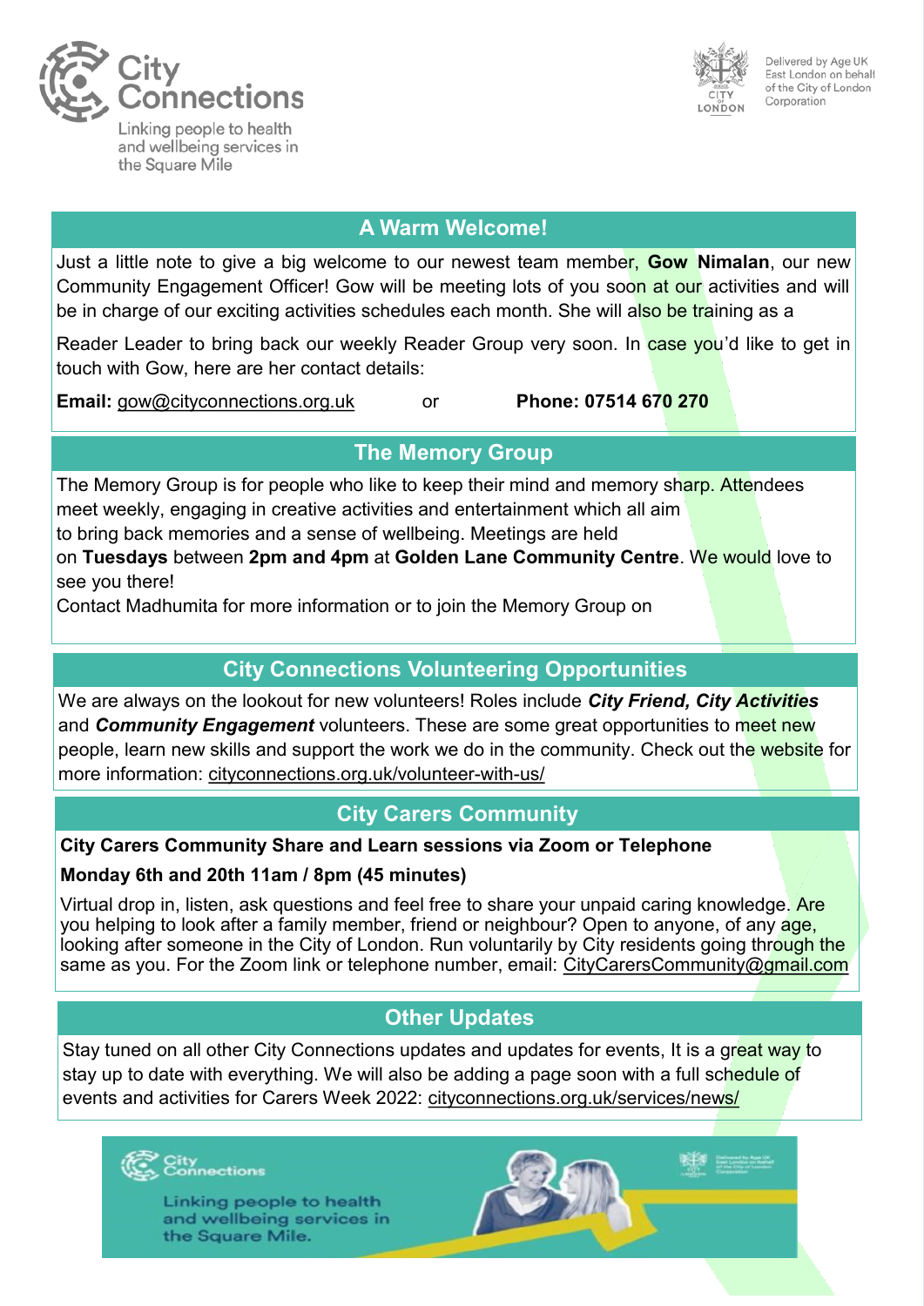City Connections

Linking people to health and wellbeing services in the Square Mile

Delivered by Age UK East London on behalf of the City of London Corporation

## A Warm Welcome!

Just a little note to give a big welcome to our newest team member, **Gow Nimalan**, our new Community Engagement Officer! Gow will be meeting lots of you soon at our activities and will be in charge of our exciting activities schedules each month. She will also be training as a

Reader Leader to bring back our weekly Reader Group very soon. In case you'd like to get in touch with Gow, here are her contact details:

**Email:** gow@cityconnections.org.uk or **Phone: 07514 670 270**

## The Memory Group

The Memory Group is for people who like to keep their mind and memory sharp. Attendees meet weekly, engaging in creative activities and entertainment which all aim to bring back memories and a sense of wellbeing. Meetings are held on **Tuesdays** between **2pm and 4pm** at **Golden Lane Community Centre**. We would love to see you there!

Contact Madhumita for more information or to join the Memory Group on

## City Connections Volunteering Opportunities

We are always on the lookout for new volunteers! Roles include ***City Friend, City Activities*** and ***Community Engagement*** volunteers. These are some great opportunities to meet new people, learn new skills and support the work we do in the community. Check out the website for more information: cityconnections.org.uk/volunteer-with-us/

## City Carers Community

**City Carers Community Share and Learn sessions via Zoom or Telephone**

**Monday 6th and 20th 11am / 8pm (45 minutes)**

Virtual drop in, listen, ask questions and feel free to share your unpaid caring knowledge. Are you helping to look after a family member, friend or neighbour? Open to anyone, of any age, looking after someone in the City of London. Run voluntarily by City residents going through the same as you. For the Zoom link or telephone number, email: CityCarersCommunity@gmail.com

## Other Updates

Stay tuned on all other City Connections updates and updates for events, It is a great way to stay up to date with everything. We will also be adding a page soon with a full schedule of events and activities for Carers Week 2022: cityconnections.org.uk/services/news/

City Connections

Linking people to health and wellbeing services in the Square Mile.